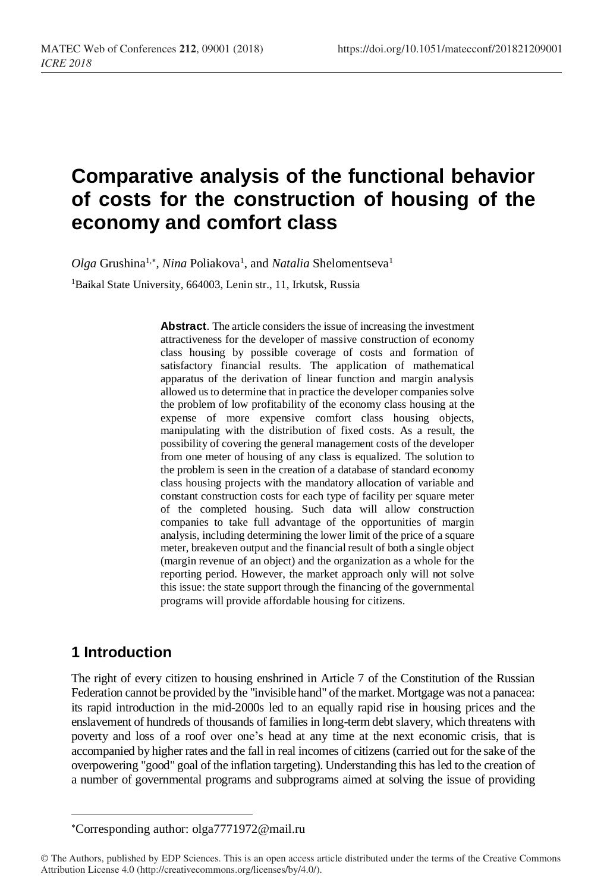# Comparative analysis of the functional behavior of costs for the construction of housing of the economy and comfort class

*Olga* Grushina[1,*], *Nina* Poliakova[1], and *Natalia* Shelomentseva[1]

[1]Baikal State University, 664003, Lenin str., 11, Irkutsk, Russia

**Abstract**. The article considers the issue of increasing the investment attractiveness for the developer of massive construction of economy class housing by possible coverage of costs and formation of satisfactory financial results. The application of mathematical apparatus of the derivation of linear function and margin analysis allowed us to determine that in practice the developer companies solve the problem of low profitability of the economy class housing at the expense of more expensive comfort class housing objects, manipulating with the distribution of fixed costs. As a result, the possibility of covering the general management costs of the developer from one meter of housing of any class is equalized. The solution to the problem is seen in the creation of a database of standard economy class housing projects with the mandatory allocation of variable and constant construction costs for each type of facility per square meter of the completed housing. Such data will allow construction companies to take full advantage of the opportunities of margin analysis, including determining the lower limit of the price of a square meter, breakeven output and the financial result of both a single object (margin revenue of an object) and the organization as a whole for the reporting period. However, the market approach only will not solve this issue: the state support through the financing of the governmental programs will provide affordable housing for citizens.

## 1 Introduction

The right of every citizen to housing enshrined in Article 7 of the Constitution of the Russian Federation cannot be provided by the "invisible hand" of the market. Mortgage was not a panacea: its rapid introduction in the mid-2000s led to an equally rapid rise in housing prices and the enslavement of hundreds of thousands of families in long-term debt slavery, which threatens with poverty and loss of a roof over one's head at any time at the next economic crisis, that is accompanied by higher rates and the fall in real incomes of citizens (carried out for the sake of the overpowering "good" goal of the inflation targeting). Understanding this has led to the creation of a number of governmental programs and subprograms aimed at solving the issue of providing

*Corresponding author: olga7771972@mail.ru

© The Authors, published by EDP Sciences. This is an open access article distributed under the terms of the Creative Commons Attribution License 4.0 (http://creativecommons.org/licenses/by/4.0/).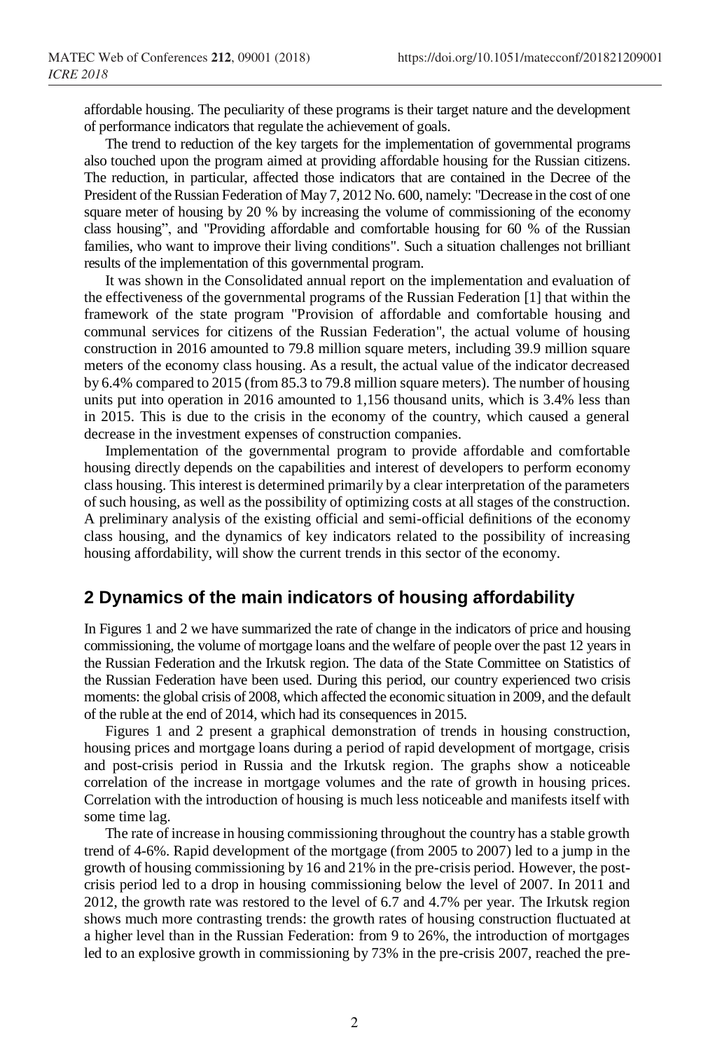affordable housing. The peculiarity of these programs is their target nature and the development of performance indicators that regulate the achievement of goals.

The trend to reduction of the key targets for the implementation of governmental programs also touched upon the program aimed at providing affordable housing for the Russian citizens. The reduction, in particular, affected those indicators that are contained in the Decree of the President of the Russian Federation of May 7, 2012 No. 600, namely: "Decrease in the cost of one square meter of housing by 20 % by increasing the volume of commissioning of the economy class housing", and "Providing affordable and comfortable housing for 60 % of the Russian families, who want to improve their living conditions". Such a situation challenges not brilliant results of the implementation of this governmental program.

It was shown in the Consolidated annual report on the implementation and evaluation of the effectiveness of the governmental programs of the Russian Federation [1] that within the framework of the state program "Provision of affordable and comfortable housing and communal services for citizens of the Russian Federation", the actual volume of housing construction in 2016 amounted to 79.8 million square meters, including 39.9 million square meters of the economy class housing. As a result, the actual value of the indicator decreased by 6.4% compared to 2015 (from 85.3 to 79.8 million square meters). The number of housing units put into operation in 2016 amounted to 1,156 thousand units, which is 3.4% less than in 2015. This is due to the crisis in the economy of the country, which caused a general decrease in the investment expenses of construction companies.

Implementation of the governmental program to provide affordable and comfortable housing directly depends on the capabilities and interest of developers to perform economy class housing. This interest is determined primarily by a clear interpretation of the parameters of such housing, as well as the possibility of optimizing costs at all stages of the construction. A preliminary analysis of the existing official and semi-official definitions of the economy class housing, and the dynamics of key indicators related to the possibility of increasing housing affordability, will show the current trends in this sector of the economy.

## 2 Dynamics of the main indicators of housing affordability

In Figures 1 and 2 we have summarized the rate of change in the indicators of price and housing commissioning, the volume of mortgage loans and the welfare of people over the past 12 years in the Russian Federation and the Irkutsk region. The data of the State Committee on Statistics of the Russian Federation have been used. During this period, our country experienced two crisis moments: the global crisis of 2008, which affected the economic situation in 2009, and the default of the ruble at the end of 2014, which had its consequences in 2015.

Figures 1 and 2 present a graphical demonstration of trends in housing construction, housing prices and mortgage loans during a period of rapid development of mortgage, crisis and post-crisis period in Russia and the Irkutsk region. The graphs show a noticeable correlation of the increase in mortgage volumes and the rate of growth in housing prices. Correlation with the introduction of housing is much less noticeable and manifests itself with some time lag.

The rate of increase in housing commissioning throughout the country has a stable growth trend of 4-6%. Rapid development of the mortgage (from 2005 to 2007) led to a jump in the growth of housing commissioning by 16 and 21% in the pre-crisis period. However, the post-crisis period led to a drop in housing commissioning below the level of 2007. In 2011 and 2012, the growth rate was restored to the level of 6.7 and 4.7% per year. The Irkutsk region shows much more contrasting trends: the growth rates of housing construction fluctuated at a higher level than in the Russian Federation: from 9 to 26%, the introduction of mortgages led to an explosive growth in commissioning by 73% in the pre-crisis 2007, reached the pre-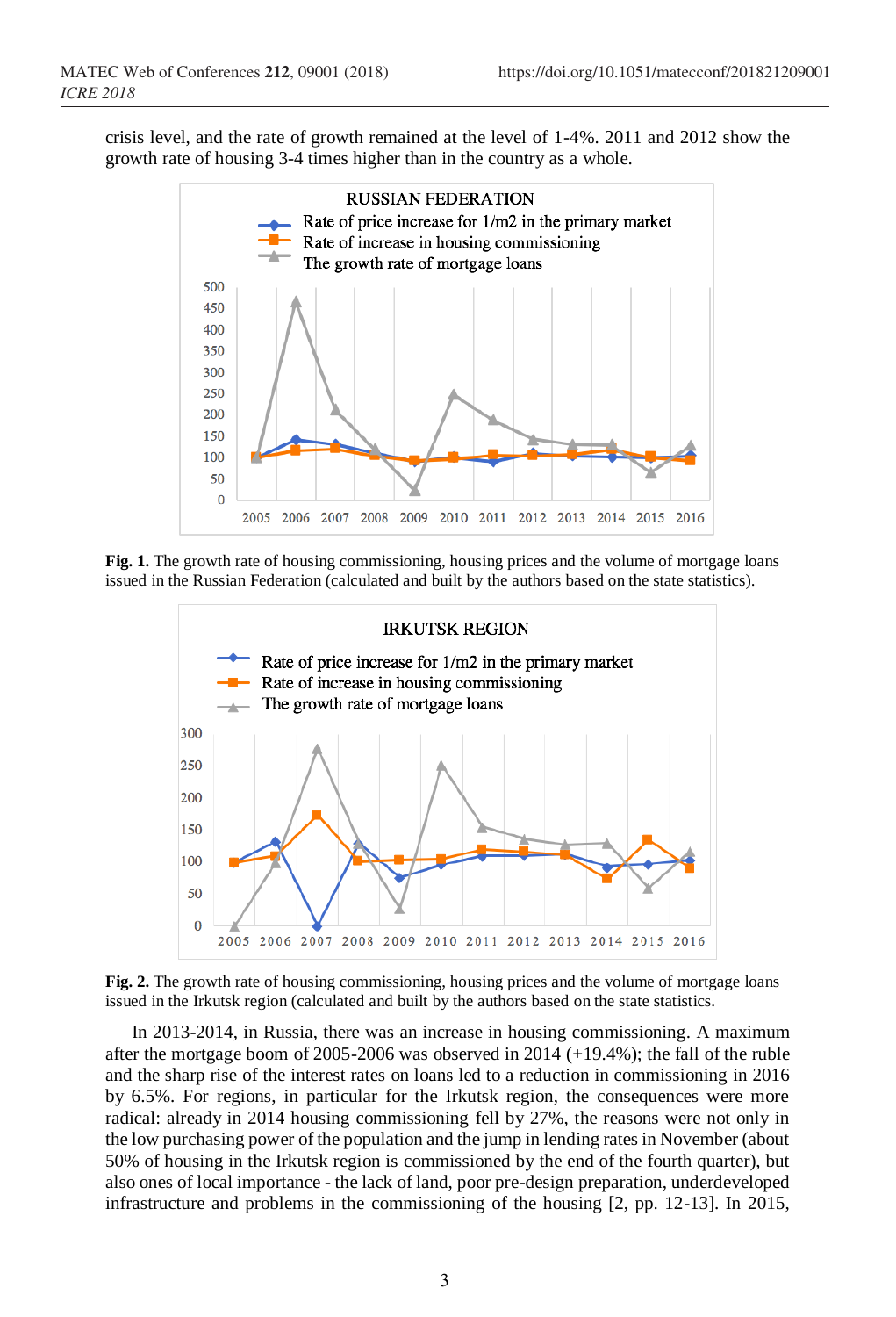crisis level, and the rate of growth remained at the level of 1-4%. 2011 and 2012 show the growth rate of housing 3-4 times higher than in the country as a whole.

**Fig. 1.** The growth rate of housing commissioning, housing prices and the volume of mortgage loans issued in the Russian Federation (calculated and built by the authors based on the state statistics).

**Fig. 2.** The growth rate of housing commissioning, housing prices and the volume of mortgage loans issued in the Irkutsk region (calculated and built by the authors based on the state statistics.

In 2013-2014, in Russia, there was an increase in housing commissioning. A maximum after the mortgage boom of 2005-2006 was observed in 2014 (+19.4%); the fall of the ruble and the sharp rise of the interest rates on loans led to a reduction in commissioning in 2016 by 6.5%. For regions, in particular for the Irkutsk region, the consequences were more radical: already in 2014 housing commissioning fell by 27%, the reasons were not only in the low purchasing power of the population and the jump in lending rates in November (about 50% of housing in the Irkutsk region is commissioned by the end of the fourth quarter), but also ones of local importance - the lack of land, poor pre-design preparation, underdeveloped infrastructure and problems in the commissioning of the housing [2, pp. 12-13]. In 2015,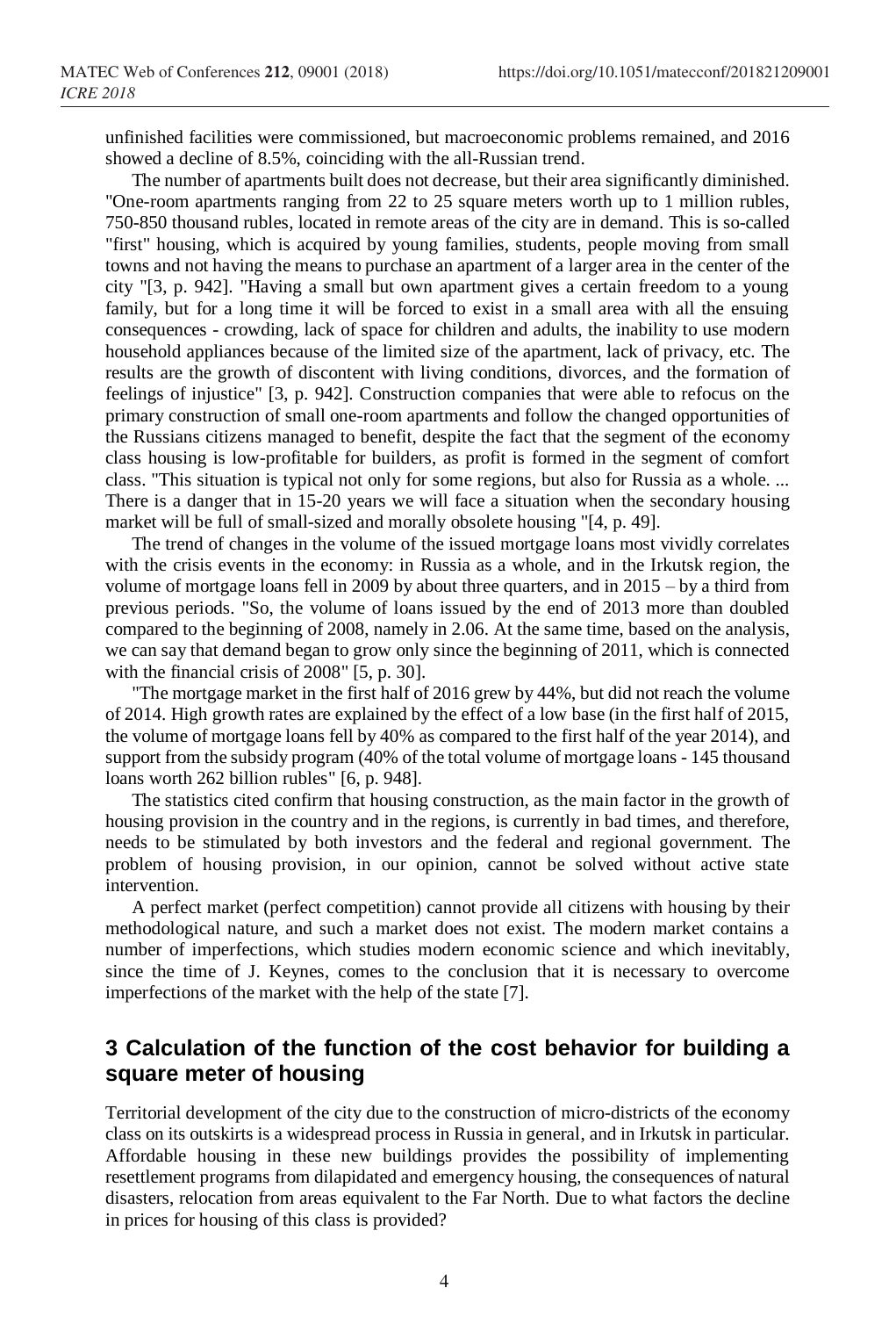unfinished facilities were commissioned, but macroeconomic problems remained, and 2016 showed a decline of 8.5%, coinciding with the all-Russian trend.

The number of apartments built does not decrease, but their area significantly diminished. "One-room apartments ranging from 22 to 25 square meters worth up to 1 million rubles, 750-850 thousand rubles, located in remote areas of the city are in demand. This is so-called "first" housing, which is acquired by young families, students, people moving from small towns and not having the means to purchase an apartment of a larger area in the center of the city "[3, p. 942]. "Having a small but own apartment gives a certain freedom to a young family, but for a long time it will be forced to exist in a small area with all the ensuing consequences - crowding, lack of space for children and adults, the inability to use modern household appliances because of the limited size of the apartment, lack of privacy, etc. The results are the growth of discontent with living conditions, divorces, and the formation of feelings of injustice" [3, p. 942]. Construction companies that were able to refocus on the primary construction of small one-room apartments and follow the changed opportunities of the Russians citizens managed to benefit, despite the fact that the segment of the economy class housing is low-profitable for builders, as profit is formed in the segment of comfort class. "This situation is typical not only for some regions, but also for Russia as a whole. ... There is a danger that in 15-20 years we will face a situation when the secondary housing market will be full of small-sized and morally obsolete housing "[4, p. 49].

The trend of changes in the volume of the issued mortgage loans most vividly correlates with the crisis events in the economy: in Russia as a whole, and in the Irkutsk region, the volume of mortgage loans fell in 2009 by about three quarters, and in 2015 – by a third from previous periods. "So, the volume of loans issued by the end of 2013 more than doubled compared to the beginning of 2008, namely in 2.06. At the same time, based on the analysis, we can say that demand began to grow only since the beginning of 2011, which is connected with the financial crisis of 2008" [5, p. 30].

"The mortgage market in the first half of 2016 grew by 44%, but did not reach the volume of 2014. High growth rates are explained by the effect of a low base (in the first half of 2015, the volume of mortgage loans fell by 40% as compared to the first half of the year 2014), and support from the subsidy program (40% of the total volume of mortgage loans - 145 thousand loans worth 262 billion rubles" [6, p. 948].

The statistics cited confirm that housing construction, as the main factor in the growth of housing provision in the country and in the regions, is currently in bad times, and therefore, needs to be stimulated by both investors and the federal and regional government. The problem of housing provision, in our opinion, cannot be solved without active state intervention.

A perfect market (perfect competition) cannot provide all citizens with housing by their methodological nature, and such a market does not exist. The modern market contains a number of imperfections, which studies modern economic science and which inevitably, since the time of J. Keynes, comes to the conclusion that it is necessary to overcome imperfections of the market with the help of the state [7].

## 3 Calculation of the function of the cost behavior for building a square meter of housing

Territorial development of the city due to the construction of micro-districts of the economy class on its outskirts is a widespread process in Russia in general, and in Irkutsk in particular. Affordable housing in these new buildings provides the possibility of implementing resettlement programs from dilapidated and emergency housing, the consequences of natural disasters, relocation from areas equivalent to the Far North. Due to what factors the decline in prices for housing of this class is provided?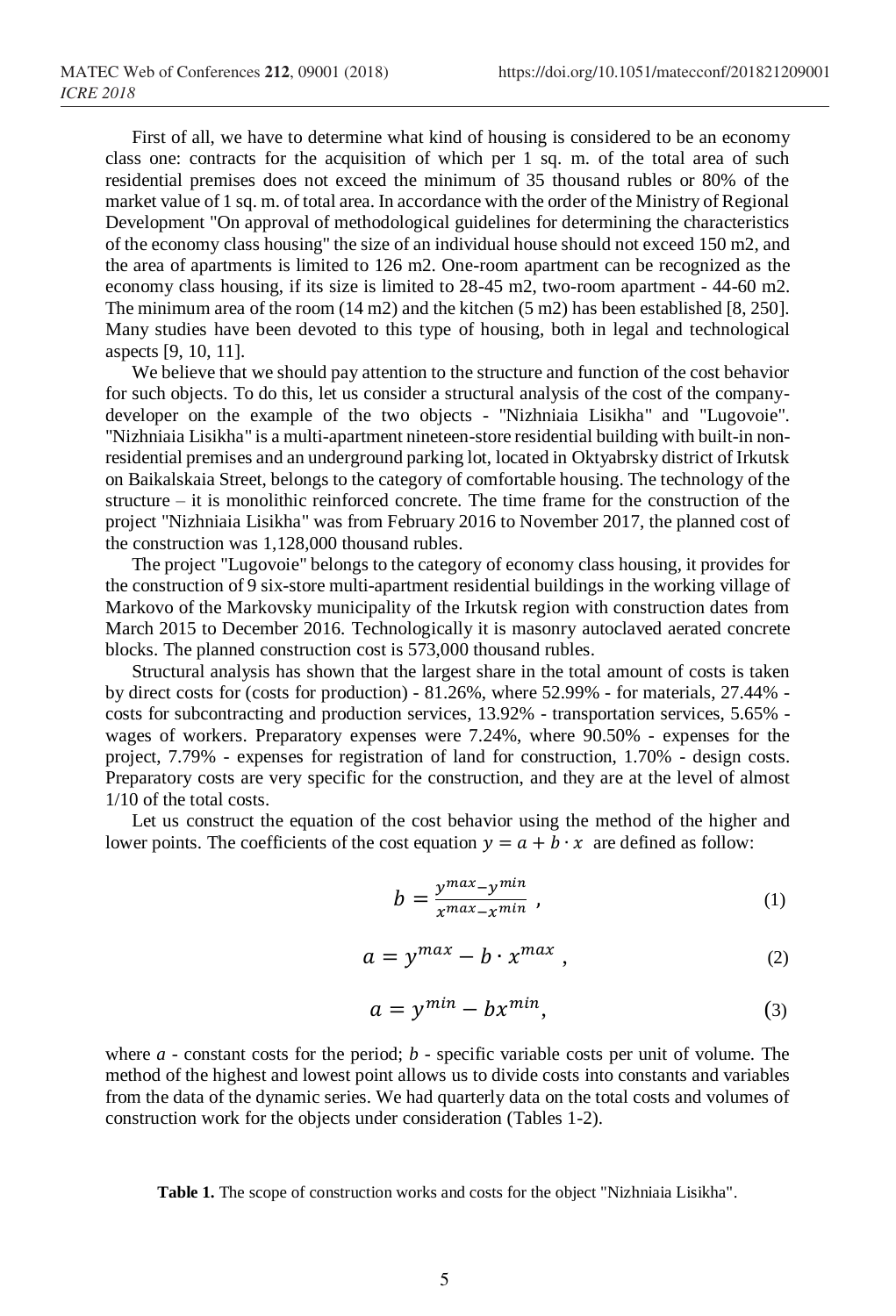First of all, we have to determine what kind of housing is considered to be an economy class one: contracts for the acquisition of which per 1 sq. m. of the total area of such residential premises does not exceed the minimum of 35 thousand rubles or 80% of the market value of 1 sq. m. of total area. In accordance with the order of the Ministry of Regional Development "On approval of methodological guidelines for determining the characteristics of the economy class housing" the size of an individual house should not exceed 150 m2, and the area of apartments is limited to 126 m2. One-room apartment can be recognized as the economy class housing, if its size is limited to 28-45 m2, two-room apartment - 44-60 m2. The minimum area of the room (14 m2) and the kitchen (5 m2) has been established [8, 250]. Many studies have been devoted to this type of housing, both in legal and technological aspects [9, 10, 11].

We believe that we should pay attention to the structure and function of the cost behavior for such objects. To do this, let us consider a structural analysis of the cost of the company-developer on the example of the two objects - "Nizhniaia Lisikha" and "Lugovoie". "Nizhniaia Lisikha" is a multi-apartment nineteen-store residential building with built-in non-residential premises and an underground parking lot, located in Oktyabrsky district of Irkutsk on Baikalskaia Street, belongs to the category of comfortable housing. The technology of the structure – it is monolithic reinforced concrete. The time frame for the construction of the project "Nizhniaia Lisikha" was from February 2016 to November 2017, the planned cost of the construction was 1,128,000 thousand rubles.

The project "Lugovoie" belongs to the category of economy class housing, it provides for the construction of 9 six-store multi-apartment residential buildings in the working village of Markovo of the Markovsky municipality of the Irkutsk region with construction dates from March 2015 to December 2016. Technologically it is masonry autoclaved aerated concrete blocks. The planned construction cost is 573,000 thousand rubles.

Structural analysis has shown that the largest share in the total amount of costs is taken by direct costs for (costs for production) - 81.26%, where 52.99% - for materials, 27.44% - costs for subcontracting and production services, 13.92% - transportation services, 5.65% - wages of workers. Preparatory expenses were 7.24%, where 90.50% - expenses for the project, 7.79% - expenses for registration of land for construction, 1.70% - design costs. Preparatory costs are very specific for the construction, and they are at the level of almost 1/10 of the total costs.

Let us construct the equation of the cost behavior using the method of the higher and lower points. The coefficients of the cost equation $y = a + b \cdot x$ are defined as follow:

$$b = \frac{y^{max} - y^{min}}{x^{max} - x^{min}}, \tag{1}$$

$$a = y^{max} - b \cdot x^{max}, \tag{2}$$

$$a = y^{min} - bx^{min}, \tag{3}$$

where $a$ - constant costs for the period; $b$ - specific variable costs per unit of volume. The method of the highest and lowest point allows us to divide costs into constants and variables from the data of the dynamic series. We had quarterly data on the total costs and volumes of construction work for the objects under consideration (Tables 1-2).

**Table 1.** The scope of construction works and costs for the object "Nizhniaia Lisikha".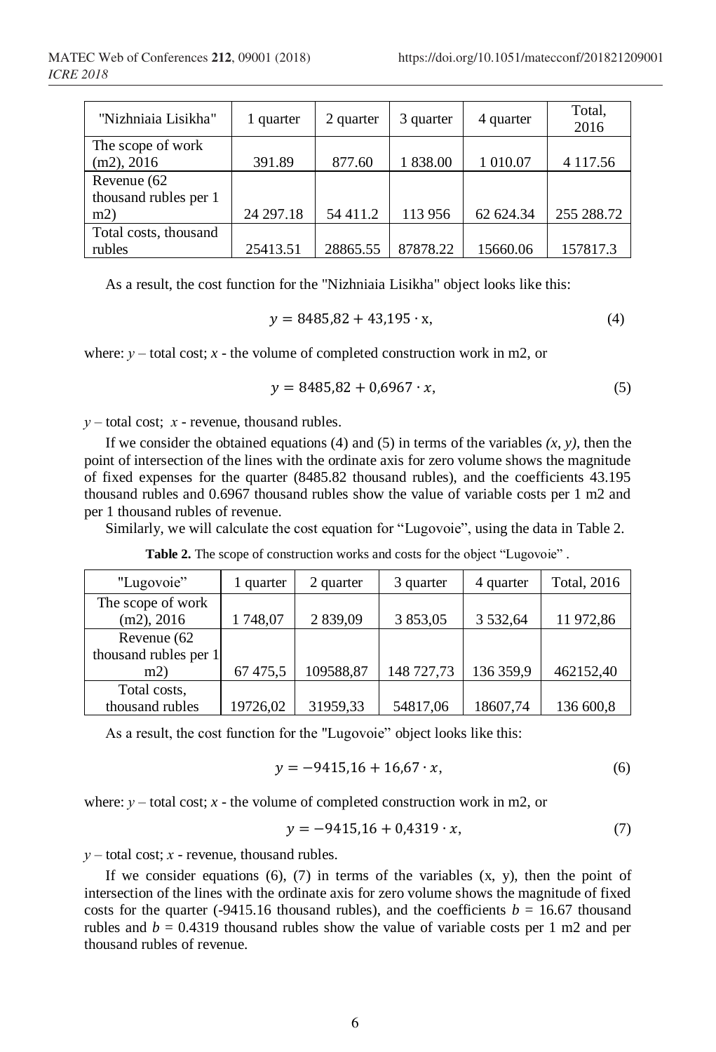| "Nizhniaia Lisikha" | 1 quarter | 2 quarter | 3 quarter | 4 quarter | Total, 2016 |
|---|---|---|---|---|---|
| The scope of work (m2), 2016 | 391.89 | 877.60 | 1 838.00 | 1 010.07 | 4 117.56 |
| Revenue (62 thousand rubles per 1 m2) | 24 297.18 | 54 411.2 | 113 956 | 62 624.34 | 255 288.72 |
| Total costs, thousand rubles | 25413.51 | 28865.55 | 87878.22 | 15660.06 | 157817.3 |

As a result, the cost function for the "Nizhniaia Lisikha" object looks like this:

$$y = 8485{,}82 + 43{,}195 \cdot x, \tag{4}$$

where: $y$ – total cost; $x$ - the volume of completed construction work in m2, or

$$y = 8485{,}82 + 0{,}6967 \cdot x, \tag{5}$$

$y$ – total cost; $x$ - revenue, thousand rubles.

If we consider the obtained equations (4) and (5) in terms of the variables $(x, y)$, then the point of intersection of the lines with the ordinate axis for zero volume shows the magnitude of fixed expenses for the quarter (8485.82 thousand rubles), and the coefficients 43.195 thousand rubles and 0.6967 thousand rubles show the value of variable costs per 1 m2 and per 1 thousand rubles of revenue.

Similarly, we will calculate the cost equation for "Lugovoie", using the data in Table 2.

**Table 2.** The scope of construction works and costs for the object "Lugovoie" .

| "Lugovoie" | 1 quarter | 2 quarter | 3 quarter | 4 quarter | Total, 2016 |
|---|---|---|---|---|---|
| The scope of work (m2), 2016 | 1 748,07 | 2 839,09 | 3 853,05 | 3 532,64 | 11 972,86 |
| Revenue (62 thousand rubles per 1 m2) | 67 475,5 | 109588,87 | 148 727,73 | 136 359,9 | 462152,40 |
| Total costs, thousand rubles | 19726,02 | 31959,33 | 54817,06 | 18607,74 | 136 600,8 |

As a result, the cost function for the "Lugovoie" object looks like this:

$$y = -9415{,}16 + 16{,}67 \cdot x, \tag{6}$$

where: $y$ – total cost; $x$ - the volume of completed construction work in m2, or

$$y = -9415{,}16 + 0{,}4319 \cdot x, \tag{7}$$

$y$ – total cost; $x$ - revenue, thousand rubles.

If we consider equations (6), (7) in terms of the variables (x, y), then the point of intersection of the lines with the ordinate axis for zero volume shows the magnitude of fixed costs for the quarter (-9415.16 thousand rubles), and the coefficients $b$ = 16.67 thousand rubles and $b$ = 0.4319 thousand rubles show the value of variable costs per 1 m2 and per thousand rubles of revenue.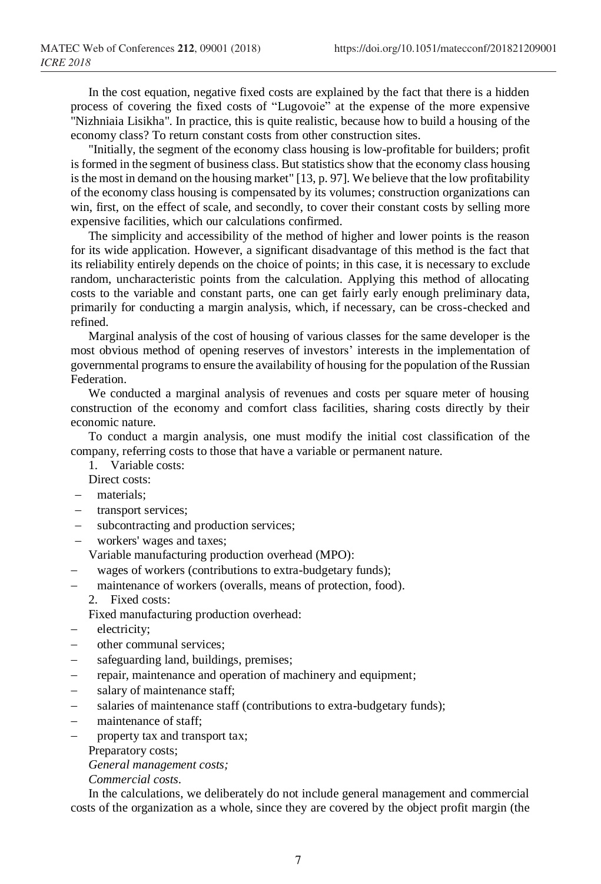In the cost equation, negative fixed costs are explained by the fact that there is a hidden process of covering the fixed costs of “Lugovoie” at the expense of the more expensive "Nizhniaia Lisikha". In practice, this is quite realistic, because how to build a housing of the economy class? To return constant costs from other construction sites.

"Initially, the segment of the economy class housing is low-profitable for builders; profit is formed in the segment of business class. But statistics show that the economy class housing is the most in demand on the housing market" [13, p. 97]. We believe that the low profitability of the economy class housing is compensated by its volumes; construction organizations can win, first, on the effect of scale, and secondly, to cover their constant costs by selling more expensive facilities, which our calculations confirmed.

The simplicity and accessibility of the method of higher and lower points is the reason for its wide application. However, a significant disadvantage of this method is the fact that its reliability entirely depends on the choice of points; in this case, it is necessary to exclude random, uncharacteristic points from the calculation. Applying this method of allocating costs to the variable and constant parts, one can get fairly early enough preliminary data, primarily for conducting a margin analysis, which, if necessary, can be cross-checked and refined.

Marginal analysis of the cost of housing of various classes for the same developer is the most obvious method of opening reserves of investors’ interests in the implementation of governmental programs to ensure the availability of housing for the population of the Russian Federation.

We conducted a marginal analysis of revenues and costs per square meter of housing construction of the economy and comfort class facilities, sharing costs directly by their economic nature.

To conduct a margin analysis, one must modify the initial cost classification of the company, referring costs to those that have a variable or permanent nature.

1. Variable costs:

Direct costs:

- materials;
- transport services;
- subcontracting and production services;
- workers' wages and taxes;

Variable manufacturing production overhead (MPO):

- wages of workers (contributions to extra-budgetary funds);
- maintenance of workers (overalls, means of protection, food).

2. Fixed costs:

Fixed manufacturing production overhead:

- electricity;
- other communal services;
- safeguarding land, buildings, premises;
- repair, maintenance and operation of machinery and equipment;
- salary of maintenance staff;
- salaries of maintenance staff (contributions to extra-budgetary funds);
- maintenance of staff;
- property tax and transport tax;

Preparatory costs;

*General management costs;*

*Commercial costs*.

In the calculations, we deliberately do not include general management and commercial costs of the organization as a whole, since they are covered by the object profit margin (the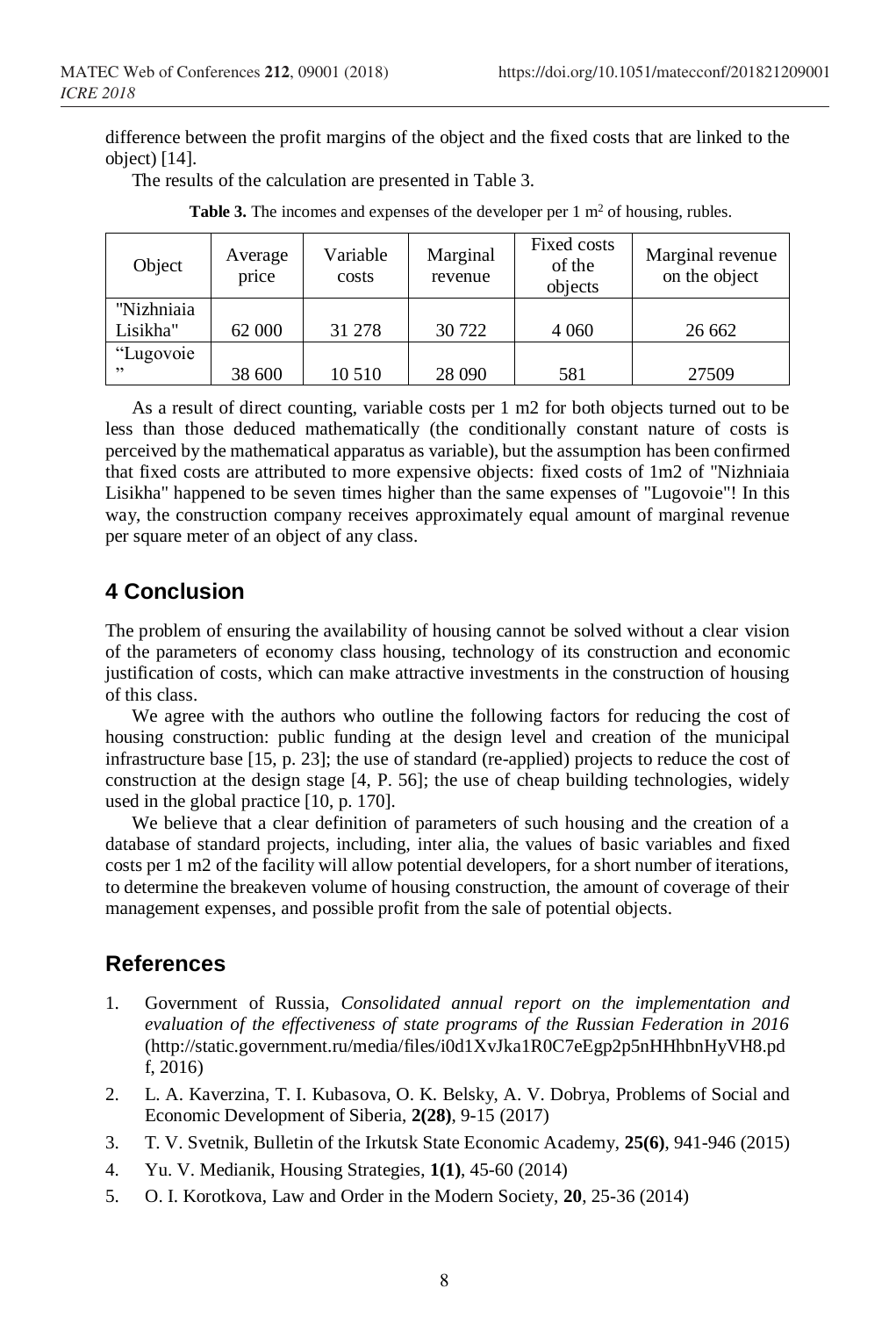difference between the profit margins of the object and the fixed costs that are linked to the object) [14].

The results of the calculation are presented in Table 3.

**Table 3.** The incomes and expenses of the developer per 1 m$^2$ of housing, rubles.

| Object | Average price | Variable costs | Marginal revenue | Fixed costs of the objects | Marginal revenue on the object |
|---|---|---|---|---|---|
| "Nizhniaia Lisikha" | 62 000 | 31 278 | 30 722 | 4 060 | 26 662 |
| "Lugovoie" | 38 600 | 10 510 | 28 090 | 581 | 27509 |

As a result of direct counting, variable costs per 1 m2 for both objects turned out to be less than those deduced mathematically (the conditionally constant nature of costs is perceived by the mathematical apparatus as variable), but the assumption has been confirmed that fixed costs are attributed to more expensive objects: fixed costs of 1m2 of "Nizhniaia Lisikha" happened to be seven times higher than the same expenses of "Lugovoie"! In this way, the construction company receives approximately equal amount of marginal revenue per square meter of an object of any class.

## 4 Conclusion

The problem of ensuring the availability of housing cannot be solved without a clear vision of the parameters of economy class housing, technology of its construction and economic justification of costs, which can make attractive investments in the construction of housing of this class.

We agree with the authors who outline the following factors for reducing the cost of housing construction: public funding at the design level and creation of the municipal infrastructure base [15, p. 23]; the use of standard (re-applied) projects to reduce the cost of construction at the design stage [4, P. 56]; the use of cheap building technologies, widely used in the global practice [10, p. 170].

We believe that a clear definition of parameters of such housing and the creation of a database of standard projects, including, inter alia, the values of basic variables and fixed costs per 1 m2 of the facility will allow potential developers, for a short number of iterations, to determine the breakeven volume of housing construction, the amount of coverage of their management expenses, and possible profit from the sale of potential objects.

## References

1. Government of Russia, *Consolidated annual report on the implementation and evaluation of the effectiveness of state programs of the Russian Federation in 2016* (http://static.government.ru/media/files/i0d1XvJka1R0C7eEgp2p5nHHhbnHyVH8.pdf, 2016)
2. L. A. Kaverzina, T. I. Kubasova, O. K. Belsky, A. V. Dobrya, Problems of Social and Economic Development of Siberia, **2(28)**, 9-15 (2017)
3. T. V. Svetnik, Bulletin of the Irkutsk State Economic Academy, **25(6)**, 941-946 (2015)
4. Yu. V. Medianik, Housing Strategies, **1(1)**, 45-60 (2014)
5. O. I. Korotkova, Law and Order in the Modern Society, **20**, 25-36 (2014)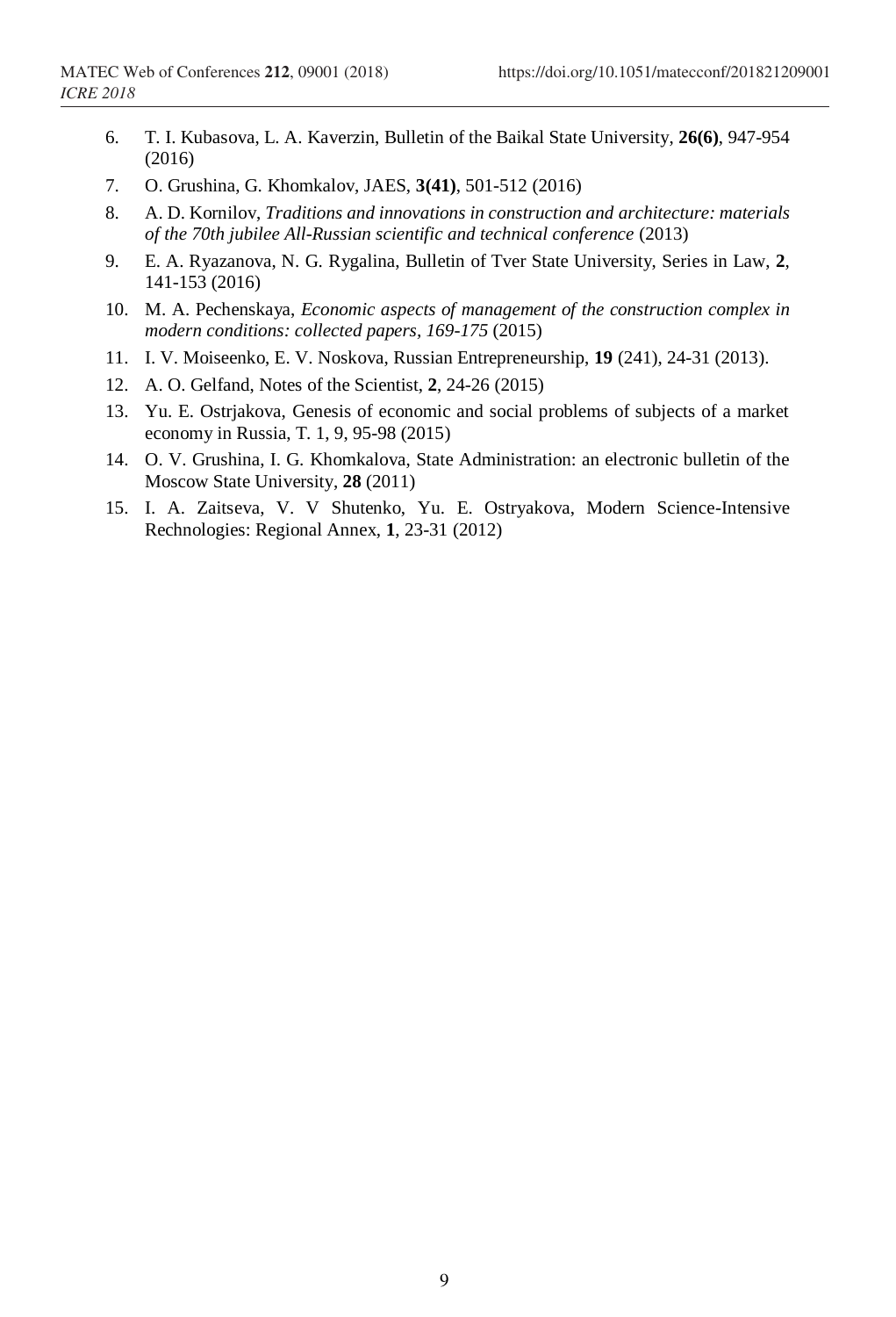6. T. I. Kubasova, L. A. Kaverzin, Bulletin of the Baikal State University, **26(6)**, 947-954 (2016)
7. O. Grushina, G. Khomkalov, JAES, **3(41)**, 501-512 (2016)
8. A. D. Kornilov, *Traditions and innovations in construction and architecture: materials of the 70th jubilee All-Russian scientific and technical conference* (2013)
9. E. A. Ryazanova, N. G. Rygalina, Bulletin of Tver State University, Series in Law, **2**, 141-153 (2016)
10. M. A. Pechenskaya, *Economic aspects of management of the construction complex in modern conditions: collected papers, 169-175* (2015)
11. I. V. Moiseenko, E. V. Noskova, Russian Entrepreneurship, **19** (241), 24-31 (2013).
12. A. O. Gelfand, Notes of the Scientist, **2**, 24-26 (2015)
13. Yu. E. Ostrjakova, Genesis of economic and social problems of subjects of a market economy in Russia, T. 1, 9, 95-98 (2015)
14. O. V. Grushina, I. G. Khomkalova, State Administration: an electronic bulletin of the Moscow State University, **28** (2011)
15. I. A. Zaitseva, V. V Shutenko, Yu. E. Ostryakova, Modern Science-Intensive Rechnologies: Regional Annex, **1**, 23-31 (2012)